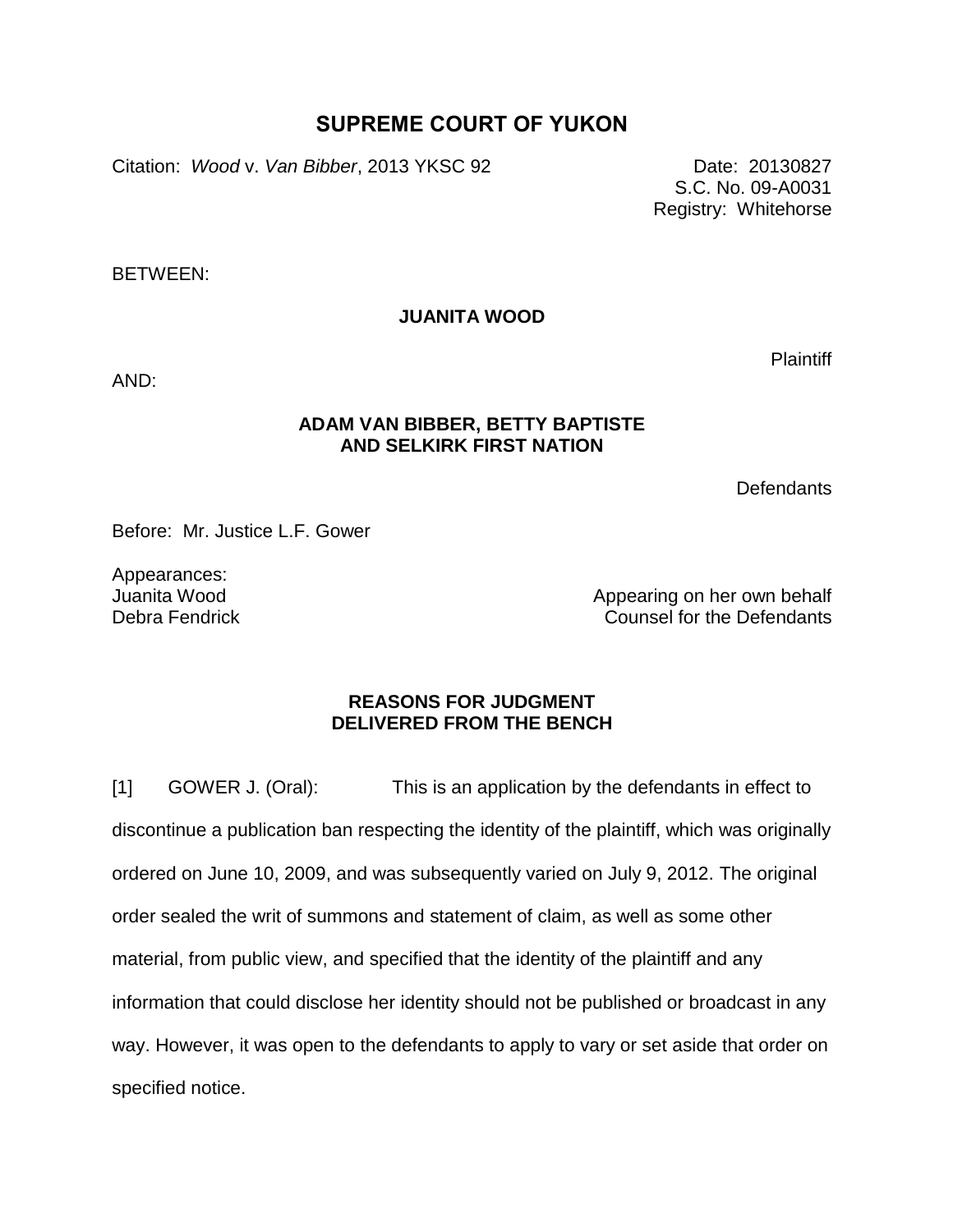# SUPREME COURT OF YUKON

Citation: *Wood* v. *Van Bibber*, 2013 YKSC 92

Date: 20130827
S.C. No. 09-A0031
Registry: Whitehorse

BETWEEN:

**JUANITA WOOD**

Plaintiff

AND:

**ADAM VAN BIBBER, BETTY BAPTISTE AND SELKIRK FIRST NATION**

Defendants

Before: Mr. Justice L.F. Gower

Appearances:

Juanita Wood — Appearing on her own behalf
Debra Fendrick — Counsel for the Defendants

**REASONS FOR JUDGMENT DELIVERED FROM THE BENCH**

[1] GOWER J. (Oral): This is an application by the defendants in effect to discontinue a publication ban respecting the identity of the plaintiff, which was originally ordered on June 10, 2009, and was subsequently varied on July 9, 2012. The original order sealed the writ of summons and statement of claim, as well as some other material, from public view, and specified that the identity of the plaintiff and any information that could disclose her identity should not be published or broadcast in any way. However, it was open to the defendants to apply to vary or set aside that order on specified notice.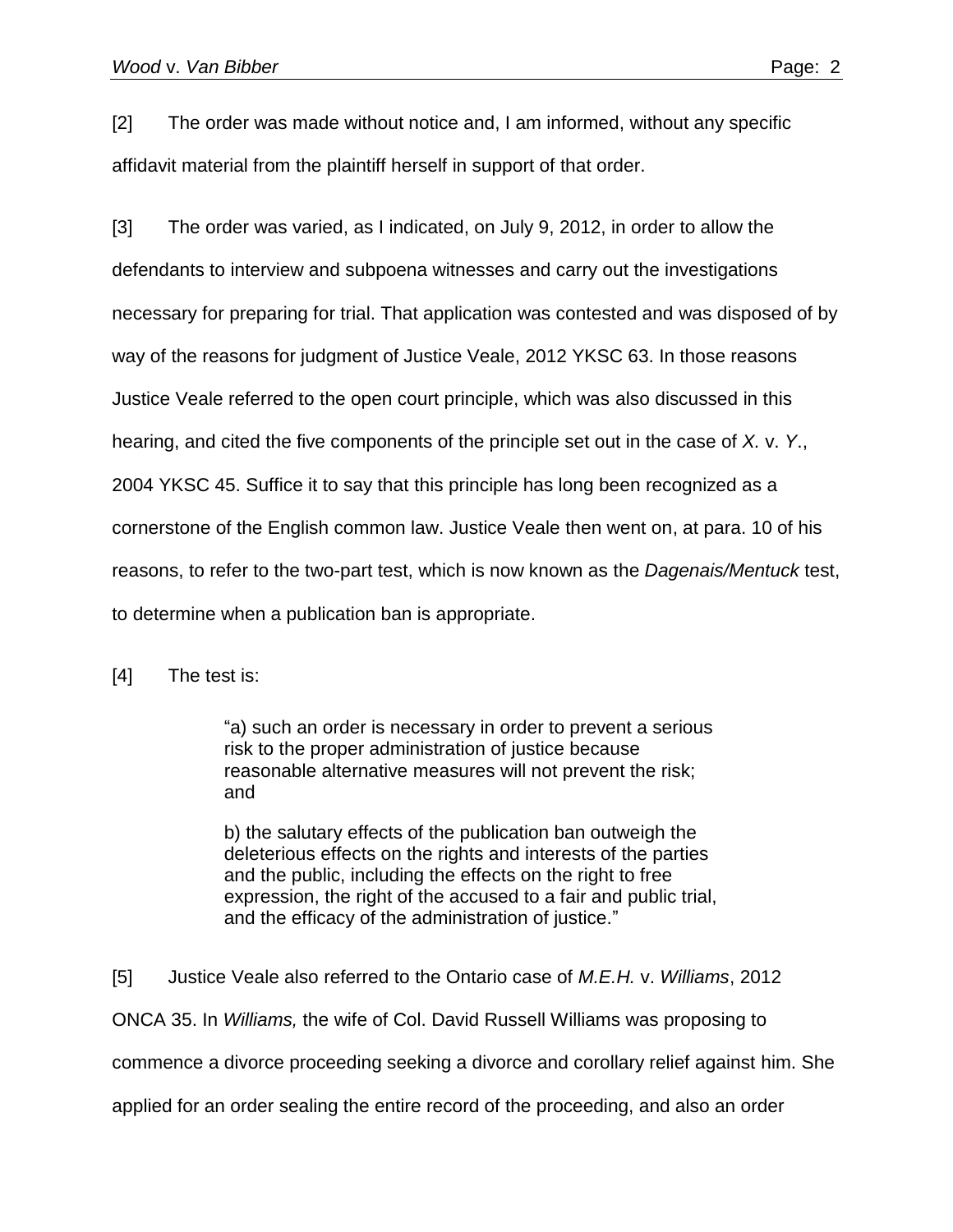[2] The order was made without notice and, I am informed, without any specific affidavit material from the plaintiff herself in support of that order.

[3] The order was varied, as I indicated, on July 9, 2012, in order to allow the defendants to interview and subpoena witnesses and carry out the investigations necessary for preparing for trial. That application was contested and was disposed of by way of the reasons for judgment of Justice Veale, 2012 YKSC 63. In those reasons Justice Veale referred to the open court principle, which was also discussed in this hearing, and cited the five components of the principle set out in the case of *X.* v. *Y.*, 2004 YKSC 45. Suffice it to say that this principle has long been recognized as a cornerstone of the English common law. Justice Veale then went on, at para. 10 of his reasons, to refer to the two-part test, which is now known as the *Dagenais/Mentuck* test, to determine when a publication ban is appropriate.

[4] The test is:

> "a) such an order is necessary in order to prevent a serious risk to the proper administration of justice because reasonable alternative measures will not prevent the risk; and
>
> b) the salutary effects of the publication ban outweigh the deleterious effects on the rights and interests of the parties and the public, including the effects on the right to free expression, the right of the accused to a fair and public trial, and the efficacy of the administration of justice."

[5] Justice Veale also referred to the Ontario case of *M.E.H.* v. *Williams*, 2012 ONCA 35. In *Williams,* the wife of Col. David Russell Williams was proposing to commence a divorce proceeding seeking a divorce and corollary relief against him. She applied for an order sealing the entire record of the proceeding, and also an order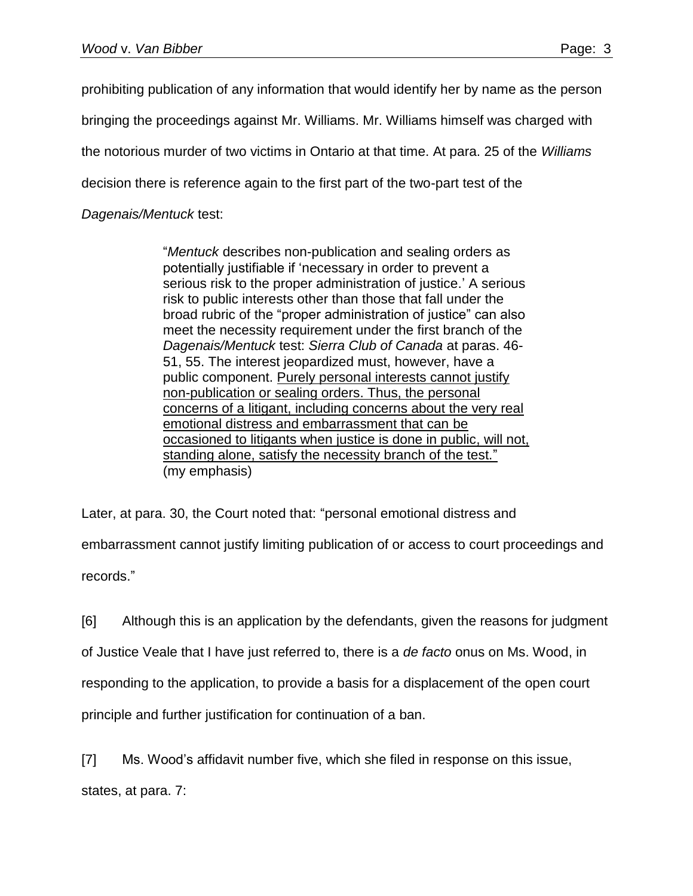prohibiting publication of any information that would identify her by name as the person bringing the proceedings against Mr. Williams. Mr. Williams himself was charged with the notorious murder of two victims in Ontario at that time. At para. 25 of the *Williams* decision there is reference again to the first part of the two-part test of the *Dagenais/Mentuck* test:

> "*Mentuck* describes non-publication and sealing orders as potentially justifiable if 'necessary in order to prevent a serious risk to the proper administration of justice.' A serious risk to public interests other than those that fall under the broad rubric of the "proper administration of justice" can also meet the necessity requirement under the first branch of the *Dagenais/Mentuck* test: *Sierra Club of Canada* at paras. 46-51, 55. The interest jeopardized must, however, have a public component. <u>Purely personal interests cannot justify non-publication or sealing orders. Thus, the personal concerns of a litigant, including concerns about the very real emotional distress and embarrassment that can be occasioned to litigants when justice is done in public, will not, standing alone, satisfy the necessity branch of the test."</u> (my emphasis)

Later, at para. 30, the Court noted that: "personal emotional distress and embarrassment cannot justify limiting publication of or access to court proceedings and records."

[6] Although this is an application by the defendants, given the reasons for judgment of Justice Veale that I have just referred to, there is a *de facto* onus on Ms. Wood, in responding to the application, to provide a basis for a displacement of the open court principle and further justification for continuation of a ban.

[7] Ms. Wood's affidavit number five, which she filed in response on this issue, states, at para. 7: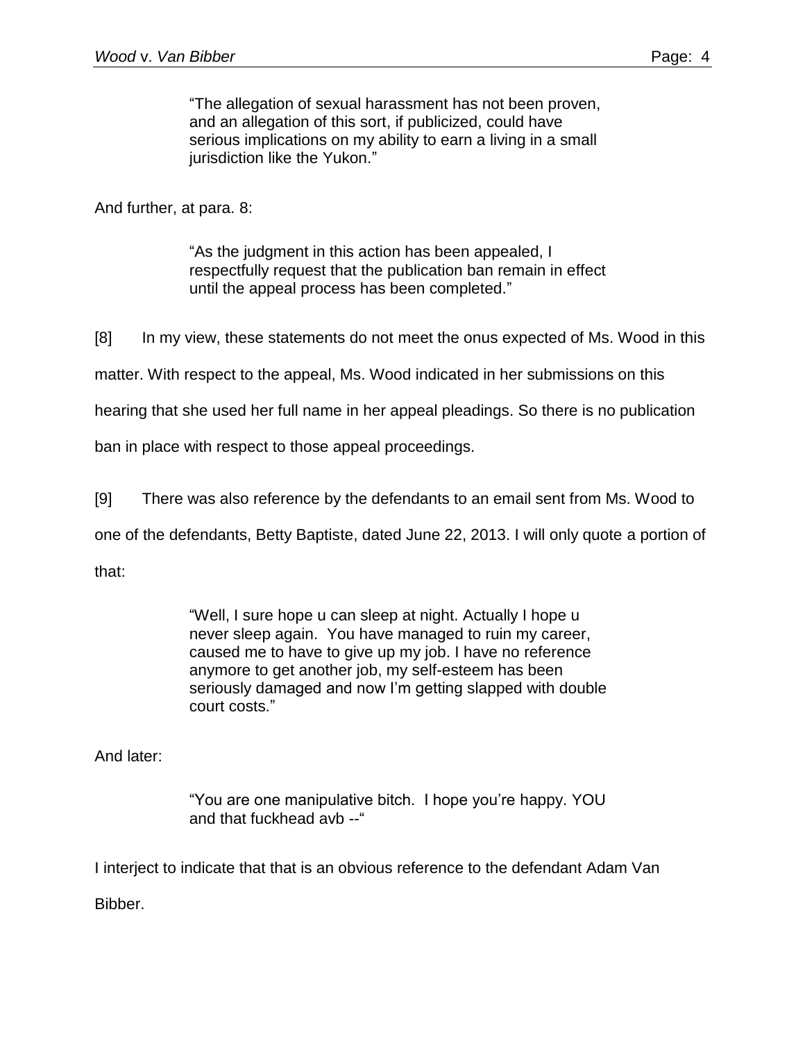> "The allegation of sexual harassment has not been proven, and an allegation of this sort, if publicized, could have serious implications on my ability to earn a living in a small jurisdiction like the Yukon."

And further, at para. 8:

> "As the judgment in this action has been appealed, I respectfully request that the publication ban remain in effect until the appeal process has been completed."

[8] In my view, these statements do not meet the onus expected of Ms. Wood in this matter. With respect to the appeal, Ms. Wood indicated in her submissions on this hearing that she used her full name in her appeal pleadings. So there is no publication ban in place with respect to those appeal proceedings.

[9] There was also reference by the defendants to an email sent from Ms. Wood to one of the defendants, Betty Baptiste, dated June 22, 2013. I will only quote a portion of that:

> "Well, I sure hope u can sleep at night. Actually I hope u never sleep again. You have managed to ruin my career, caused me to have to give up my job. I have no reference anymore to get another job, my self-esteem has been seriously damaged and now I'm getting slapped with double court costs."

And later:

> "You are one manipulative bitch. I hope you're happy. YOU and that fuckhead avb --"

I interject to indicate that that is an obvious reference to the defendant Adam Van Bibber.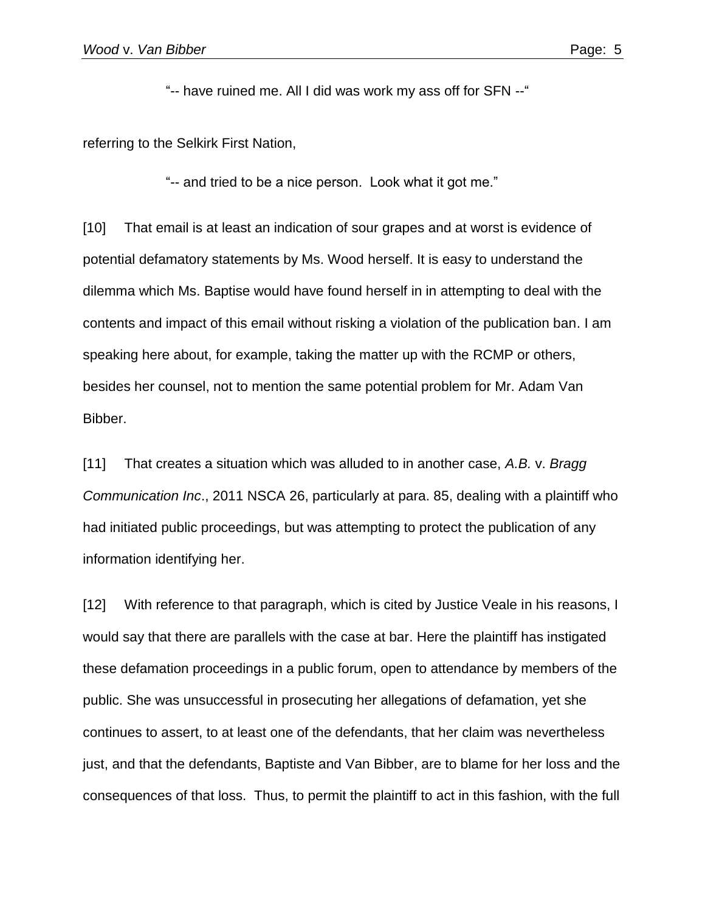"-- have ruined me. All I did was work my ass off for SFN --"

referring to the Selkirk First Nation,

"-- and tried to be a nice person. Look what it got me."

[10] That email is at least an indication of sour grapes and at worst is evidence of potential defamatory statements by Ms. Wood herself. It is easy to understand the dilemma which Ms. Baptise would have found herself in in attempting to deal with the contents and impact of this email without risking a violation of the publication ban. I am speaking here about, for example, taking the matter up with the RCMP or others, besides her counsel, not to mention the same potential problem for Mr. Adam Van Bibber.

[11] That creates a situation which was alluded to in another case, *A.B.* v. *Bragg Communication Inc*., 2011 NSCA 26, particularly at para. 85, dealing with a plaintiff who had initiated public proceedings, but was attempting to protect the publication of any information identifying her.

[12] With reference to that paragraph, which is cited by Justice Veale in his reasons, I would say that there are parallels with the case at bar. Here the plaintiff has instigated these defamation proceedings in a public forum, open to attendance by members of the public. She was unsuccessful in prosecuting her allegations of defamation, yet she continues to assert, to at least one of the defendants, that her claim was nevertheless just, and that the defendants, Baptiste and Van Bibber, are to blame for her loss and the consequences of that loss. Thus, to permit the plaintiff to act in this fashion, with the full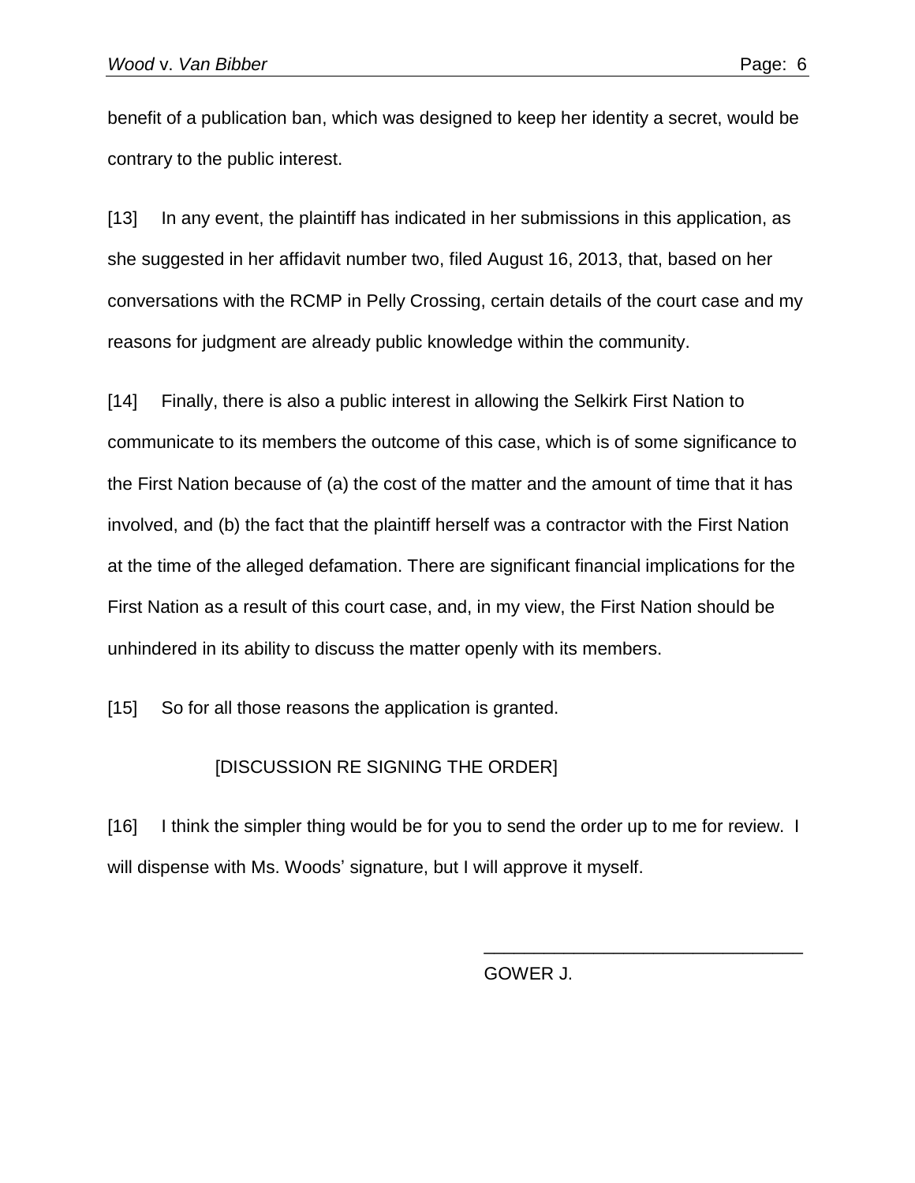benefit of a publication ban, which was designed to keep her identity a secret, would be contrary to the public interest.

[13] In any event, the plaintiff has indicated in her submissions in this application, as she suggested in her affidavit number two, filed August 16, 2013, that, based on her conversations with the RCMP in Pelly Crossing, certain details of the court case and my reasons for judgment are already public knowledge within the community.

[14] Finally, there is also a public interest in allowing the Selkirk First Nation to communicate to its members the outcome of this case, which is of some significance to the First Nation because of (a) the cost of the matter and the amount of time that it has involved, and (b) the fact that the plaintiff herself was a contractor with the First Nation at the time of the alleged defamation. There are significant financial implications for the First Nation as a result of this court case, and, in my view, the First Nation should be unhindered in its ability to discuss the matter openly with its members.

[15] So for all those reasons the application is granted.

[DISCUSSION RE SIGNING THE ORDER]

[16] I think the simpler thing would be for you to send the order up to me for review. I will dispense with Ms. Woods' signature, but I will approve it myself.

\_\_\_\_\_\_\_\_\_\_\_\_\_\_\_\_\_\_\_\_\_\_\_\_\_\_\_\_\_\_\_\_

GOWER J.